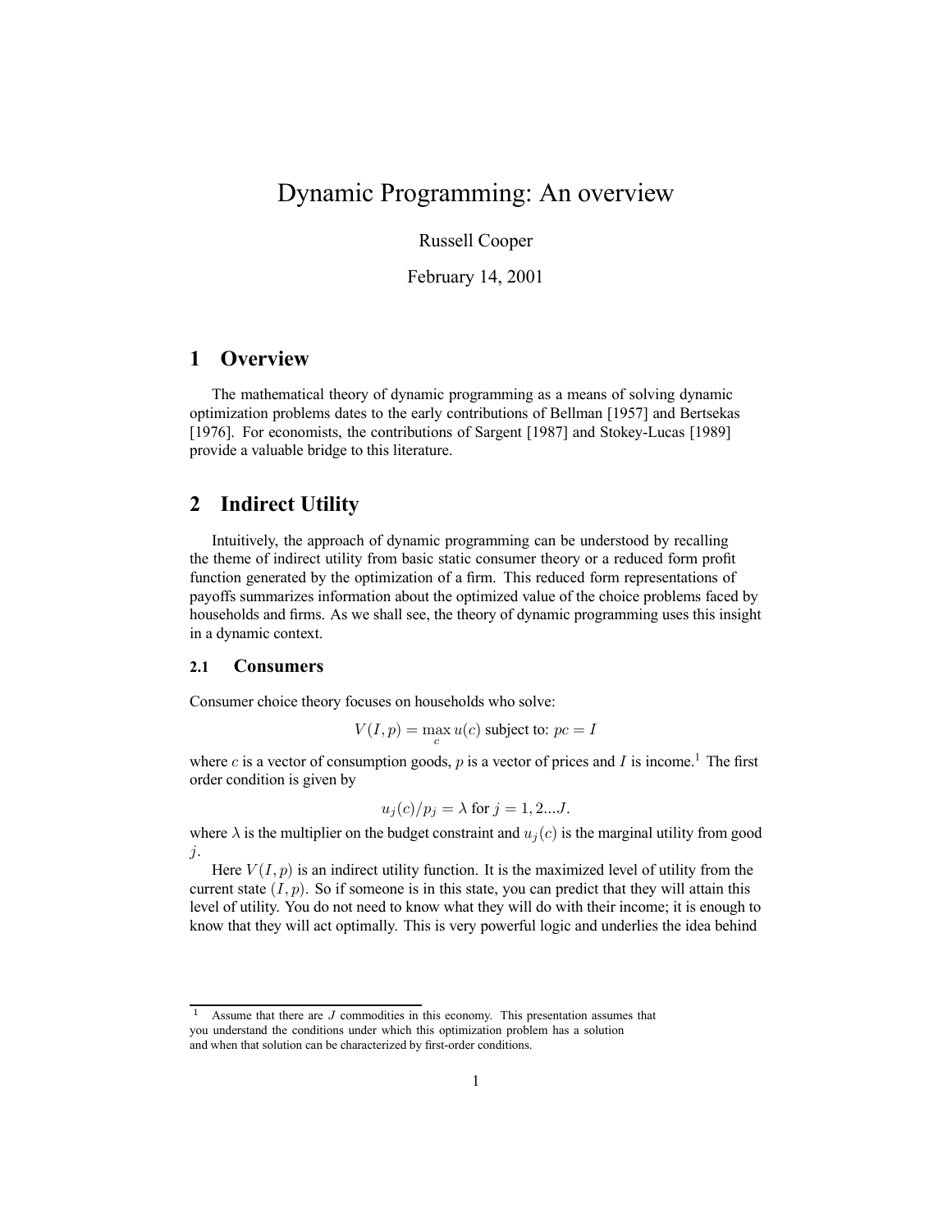# Dynamic Programming: An overview

Russell Cooper

February 14, 2001

## 1 Overview

The mathematical theory of dynamic programming as a means of solving dynamic optimization problems dates to the early contributions of Bellman [1957] and Bertsekas [1976]. For economists, the contributions of Sargent [1987] and Stokey-Lucas [1989] provide a valuable bridge to this literature.

## 2 Indirect Utility

Intuitively, the approach of dynamic programming can be understood by recalling the theme of indirect utility from basic static consumer theory or a reduced form profit function generated by the optimization of a firm. This reduced form representations of payoffs summarizes information about the optimized value of the choice problems faced by households and firms. As we shall see, the theory of dynamic programming uses this insight in a dynamic context.

### 2.1 Consumers

Consumer choice theory focuses on households who solve:

$$V(I, p) = \max_c u(c) \text{ subject to: } pc = I$$

where $c$ is a vector of consumption goods, $p$ is a vector of prices and $I$ is income.[1] The first order condition is given by

$$u_j(c)/p_j = \lambda \text{ for } j = 1, 2...J.$$

where $\lambda$ is the multiplier on the budget constraint and $u_j(c)$ is the marginal utility from good $j$.

Here $V(I, p)$ is an indirect utility function. It is the maximized level of utility from the current state $(I, p)$. So if someone is in this state, you can predict that they will attain this level of utility. You do not need to know what they will do with their income; it is enough to know that they will act optimally. This is very powerful logic and underlies the idea behind

---

[1] Assume that there are $J$ commodities in this economy. This presentation assumes that you understand the conditions under which this optimization problem has a solution and when that solution can be characterized by first-order conditions.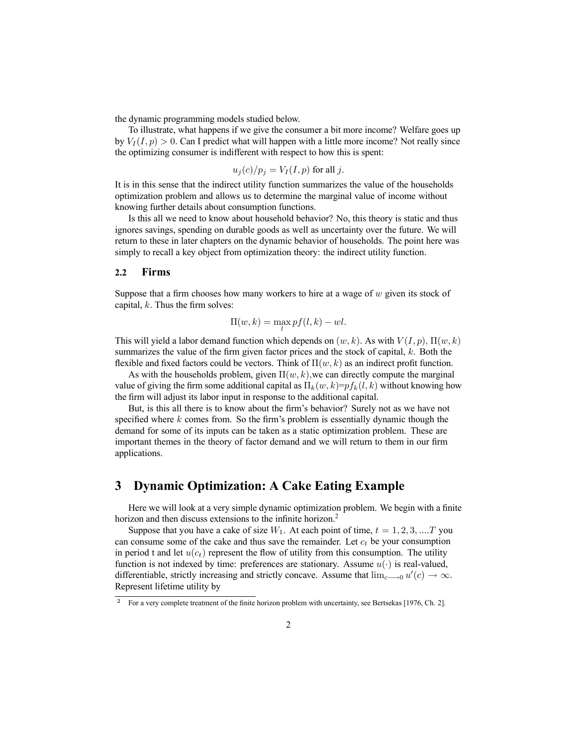the dynamic programming models studied below.

To illustrate, what happens if we give the consumer a bit more income? Welfare goes up by $V_I(I, p) > 0$. Can I predict what will happen with a little more income? Not really since the optimizing consumer is indifferent with respect to how this is spent:

$$u_j(c)/p_j = V_I(I, p) \text{ for all } j.$$

It is in this sense that the indirect utility function summarizes the value of the households optimization problem and allows us to determine the marginal value of income without knowing further details about consumption functions.

Is this all we need to know about household behavior? No, this theory is static and thus ignores savings, spending on durable goods as well as uncertainty over the future. We will return to these in later chapters on the dynamic behavior of households. The point here was simply to recall a key object from optimization theory: the indirect utility function.

### 2.2 Firms

Suppose that a firm chooses how many workers to hire at a wage of $w$ given its stock of capital, $k$. Thus the firm solves:

$$\Pi(w, k) = \max_l pf(l, k) - wl.$$

This will yield a labor demand function which depends on $(w, k)$. As with $V(I, p)$, $\Pi(w, k)$ summarizes the value of the firm given factor prices and the stock of capital, $k$. Both the flexible and fixed factors could be vectors. Think of $\Pi(w, k)$ as an indirect profit function.

As with the households problem, given $\Pi(w, k)$,we can directly compute the marginal value of giving the firm some additional capital as $\Pi_k(w, k)$=$pf_k(l, k)$ without knowing how the firm will adjust its labor input in response to the additional capital.

But, is this all there is to know about the firm's behavior? Surely not as we have not specified where $k$ comes from. So the firm's problem is essentially dynamic though the demand for some of its inputs can be taken as a static optimization problem. These are important themes in the theory of factor demand and we will return to them in our firm applications.

## 3 Dynamic Optimization: A Cake Eating Example

Here we will look at a very simple dynamic optimization problem. We begin with a finite horizon and then discuss extensions to the infinite horizon.[2]

Suppose that you have a cake of size $W_1$. At each point of time, $t = 1, 2, 3, ....T$ you can consume some of the cake and thus save the remainder. Let $c_t$ be your consumption in period t and let $u(c_t)$ represent the flow of utility from this consumption. The utility function is not indexed by time: preferences are stationary. Assume $u(\cdot)$ is real-valued, differentiable, strictly increasing and strictly concave. Assume that $\lim_{c \longrightarrow 0} u'(c) \rightarrow \infty$. Represent lifetime utility by

[2] For a very complete treatment of the finite horizon problem with uncertainty, see Bertsekas [1976, Ch. 2].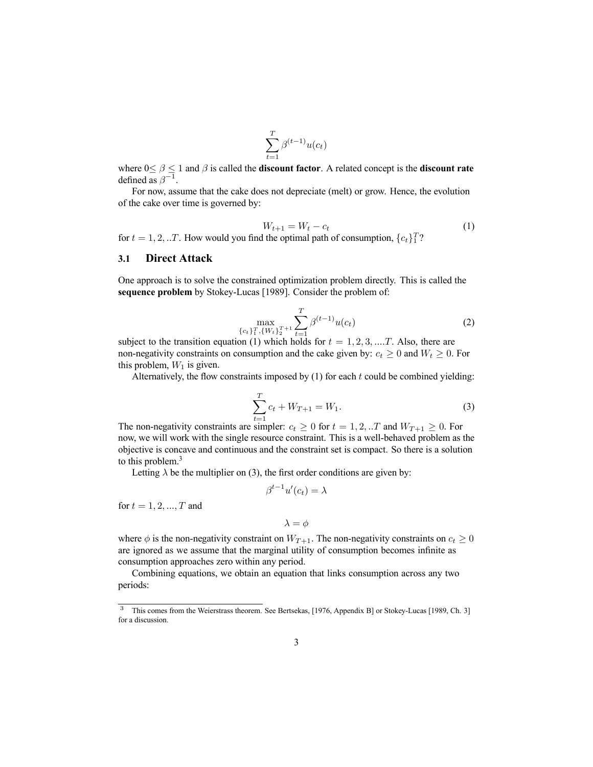$$\sum_{t=1}^{T} \beta^{(t-1)} u(c_t)$$

where $0 \leq \beta \leq 1$ and $\beta$ is called the **discount factor**. A related concept is the **discount rate** defined as $\beta^{-1}$.

For now, assume that the cake does not depreciate (melt) or grow. Hence, the evolution of the cake over time is governed by:

$$W_{t+1} = W_t - c_t \tag{1}$$

for $t = 1, 2, ..T$. How would you find the optimal path of consumption, $\{c_t\}_1^T$?

### 3.1 Direct Attack

One approach is to solve the constrained optimization problem directly. This is called the **sequence problem** by Stokey-Lucas [1989]. Consider the problem of:

$$\max_{\{c_t\}_1^T, \{W_t\}_2^{T+1}} \sum_{t=1}^{T} \beta^{(t-1)} u(c_t) \tag{2}$$

subject to the transition equation (1) which holds for $t = 1, 2, 3, ....T$. Also, there are non-negativity constraints on consumption and the cake given by: $c_t \geq 0$ and $W_t \geq 0$. For this problem, $W_1$ is given.

Alternatively, the flow constraints imposed by (1) for each $t$ could be combined yielding:

$$\sum_{t=1}^{T} c_t + W_{T+1} = W_1. \tag{3}$$

The non-negativity constraints are simpler: $c_t \geq 0$ for $t = 1, 2, ..T$ and $W_{T+1} \geq 0$. For now, we will work with the single resource constraint. This is a well-behaved problem as the objective is concave and continuous and the constraint set is compact. So there is a solution to this problem.[3]

Letting $\lambda$ be the multiplier on (3), the first order conditions are given by:

$$\beta^{t-1} u'(c_t) = \lambda$$

for $t = 1, 2, ..., T$ and

$$\lambda = \phi$$

where $\phi$ is the non-negativity constraint on $W_{T+1}$. The non-negativity constraints on $c_t \geq 0$ are ignored as we assume that the marginal utility of consumption becomes infinite as consumption approaches zero within any period.

Combining equations, we obtain an equation that links consumption across any two periods:

---

[3] This comes from the Weierstrass theorem. See Bertsekas, [1976, Appendix B] or Stokey-Lucas [1989, Ch. 3] for a discussion.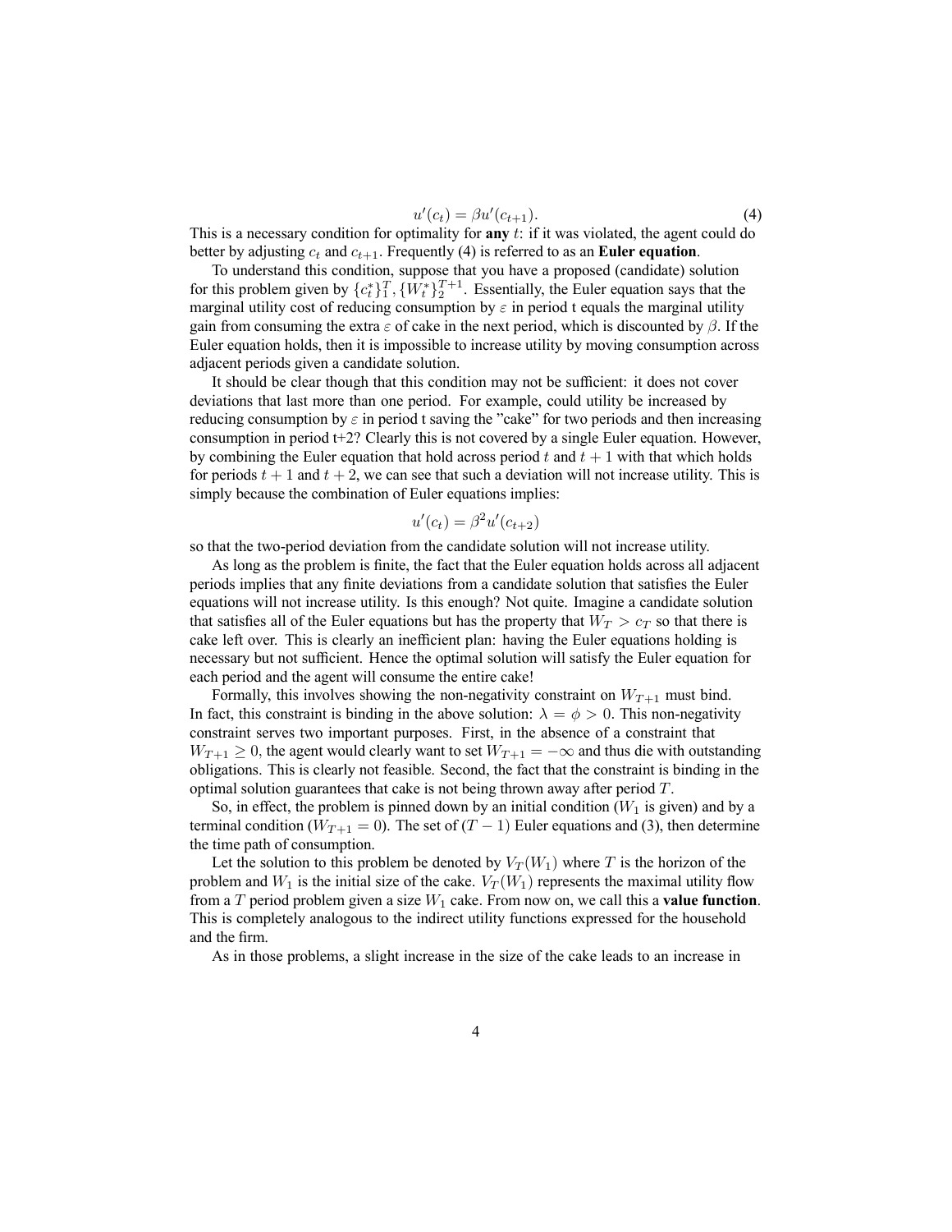$$u'(c_t) = \beta u'(c_{t+1}). \tag{4}$$

This is a necessary condition for optimality for **any** $t$: if it was violated, the agent could do better by adjusting $c_t$ and $c_{t+1}$. Frequently (4) is referred to as an **Euler equation**.

To understand this condition, suppose that you have a proposed (candidate) solution for this problem given by $\{c_t^*\}_1^T, \{W_t^*\}_2^{T+1}$. Essentially, the Euler equation says that the marginal utility cost of reducing consumption by $\varepsilon$ in period t equals the marginal utility gain from consuming the extra $\varepsilon$ of cake in the next period, which is discounted by $\beta$. If the Euler equation holds, then it is impossible to increase utility by moving consumption across adjacent periods given a candidate solution.

It should be clear though that this condition may not be sufficient: it does not cover deviations that last more than one period. For example, could utility be increased by reducing consumption by $\varepsilon$ in period t saving the "cake" for two periods and then increasing consumption in period t+2? Clearly this is not covered by a single Euler equation. However, by combining the Euler equation that hold across period $t$ and $t + 1$ with that which holds for periods $t + 1$ and $t + 2$, we can see that such a deviation will not increase utility. This is simply because the combination of Euler equations implies:

$$u'(c_t) = \beta^2 u'(c_{t+2})$$

so that the two-period deviation from the candidate solution will not increase utility.

As long as the problem is finite, the fact that the Euler equation holds across all adjacent periods implies that any finite deviations from a candidate solution that satisfies the Euler equations will not increase utility. Is this enough? Not quite. Imagine a candidate solution that satisfies all of the Euler equations but has the property that $W_T > c_T$ so that there is cake left over. This is clearly an inefficient plan: having the Euler equations holding is necessary but not sufficient. Hence the optimal solution will satisfy the Euler equation for each period and the agent will consume the entire cake!

Formally, this involves showing the non-negativity constraint on $W_{T+1}$ must bind. In fact, this constraint is binding in the above solution: $\lambda = \phi > 0$. This non-negativity constraint serves two important purposes. First, in the absence of a constraint that $W_{T+1} \geq 0$, the agent would clearly want to set $W_{T+1} = -\infty$ and thus die with outstanding obligations. This is clearly not feasible. Second, the fact that the constraint is binding in the optimal solution guarantees that cake is not being thrown away after period $T$.

So, in effect, the problem is pinned down by an initial condition ($W_1$ is given) and by a terminal condition ($W_{T+1} = 0$). The set of $(T - 1)$ Euler equations and (3), then determine the time path of consumption.

Let the solution to this problem be denoted by $V_T(W_1)$ where $T$ is the horizon of the problem and $W_1$ is the initial size of the cake. $V_T(W_1)$ represents the maximal utility flow from a $T$ period problem given a size $W_1$ cake. From now on, we call this a **value function**. This is completely analogous to the indirect utility functions expressed for the household and the firm.

As in those problems, a slight increase in the size of the cake leads to an increase in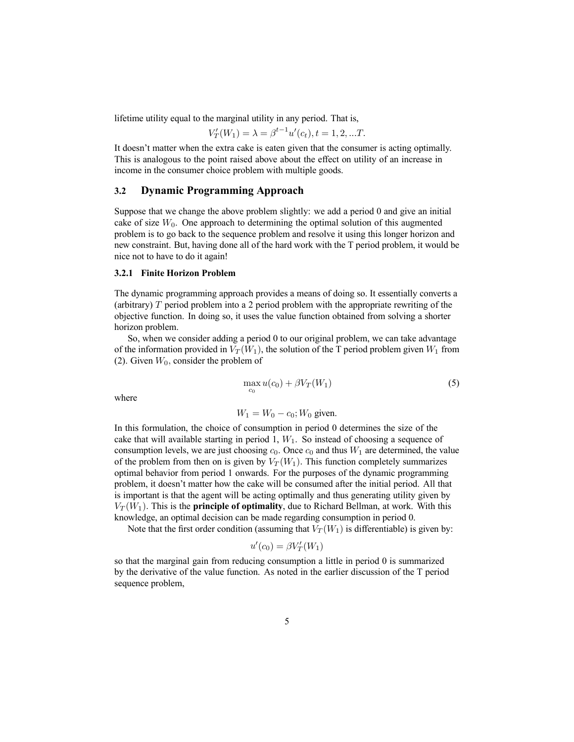lifetime utility equal to the marginal utility in any period. That is,

$$V_T'(W_1) = \lambda = \beta^{t-1} u'(c_t), t = 1, 2, ...T.$$

It doesn't matter when the extra cake is eaten given that the consumer is acting optimally. This is analogous to the point raised above about the effect on utility of an increase in income in the consumer choice problem with multiple goods.

## 3.2 Dynamic Programming Approach

Suppose that we change the above problem slightly: we add a period 0 and give an initial cake of size $W_0$. One approach to determining the optimal solution of this augmented problem is to go back to the sequence problem and resolve it using this longer horizon and new constraint. But, having done all of the hard work with the T period problem, it would be nice not to have to do it again!

### 3.2.1 Finite Horizon Problem

The dynamic programming approach provides a means of doing so. It essentially converts a (arbitrary) $T$ period problem into a 2 period problem with the appropriate rewriting of the objective function. In doing so, it uses the value function obtained from solving a shorter horizon problem.

So, when we consider adding a period 0 to our original problem, we can take advantage of the information provided in $V_T(W_1)$, the solution of the T period problem given $W_1$ from (2). Given $W_0$, consider the problem of

$$\max_{c_0} u(c_0) + \beta V_T(W_1) \tag{5}$$

where

$$W_1 = W_0 - c_0; W_0 \text{ given.}$$

In this formulation, the choice of consumption in period 0 determines the size of the cake that will available starting in period 1, $W_1$. So instead of choosing a sequence of consumption levels, we are just choosing $c_0$. Once $c_0$ and thus $W_1$ are determined, the value of the problem from then on is given by $V_T(W_1)$. This function completely summarizes optimal behavior from period 1 onwards. For the purposes of the dynamic programming problem, it doesn't matter how the cake will be consumed after the initial period. All that is important is that the agent will be acting optimally and thus generating utility given by $V_T(W_1)$. This is the **principle of optimality**, due to Richard Bellman, at work. With this knowledge, an optimal decision can be made regarding consumption in period 0.

Note that the first order condition (assuming that $V_T(W_1)$ is differentiable) is given by:

$$u'(c_0) = \beta V_T'(W_1)$$

so that the marginal gain from reducing consumption a little in period 0 is summarized by the derivative of the value function. As noted in the earlier discussion of the T period sequence problem,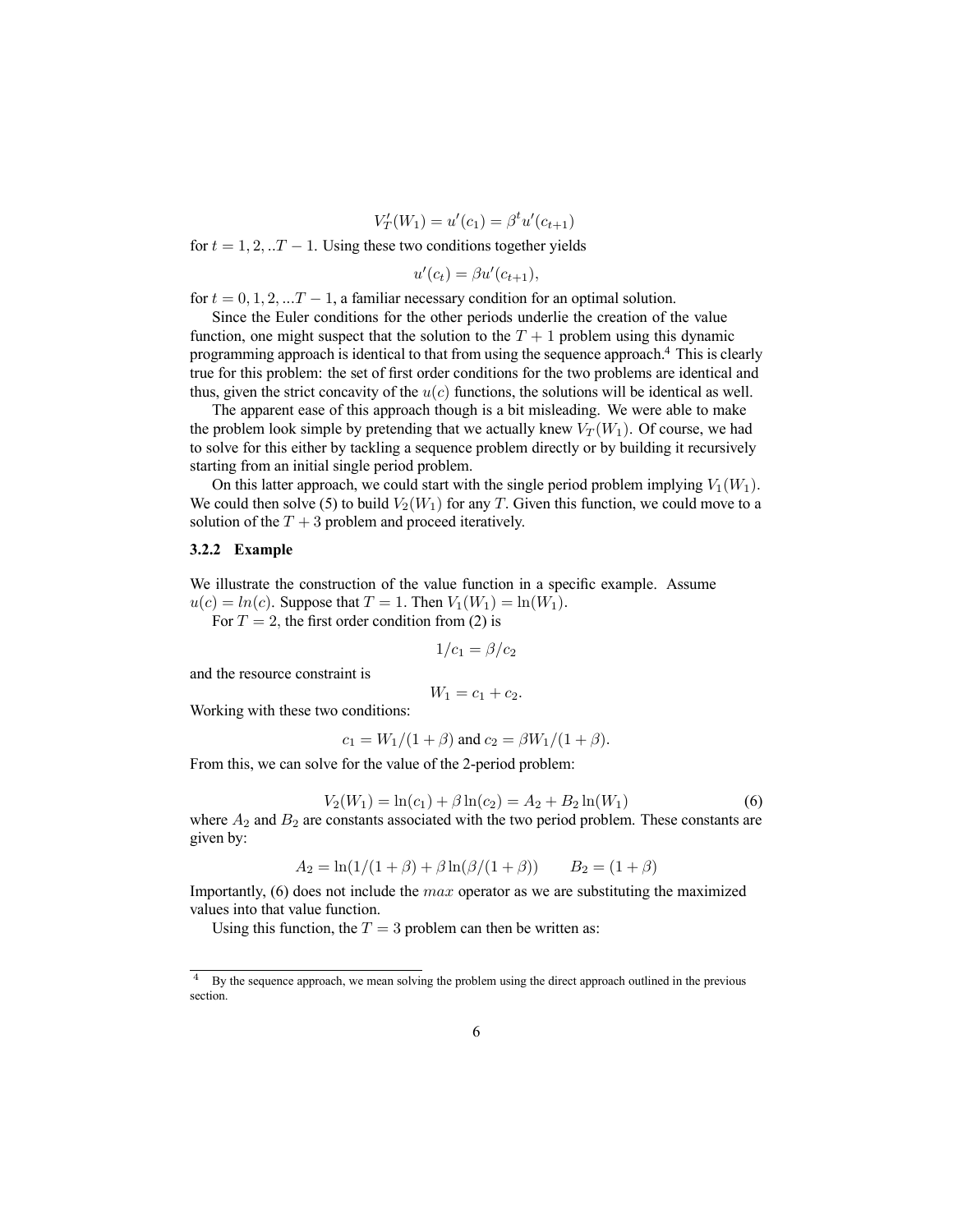$$V_T'(W_1) = u'(c_1) = \beta^t u'(c_{t+1})$$

for $t = 1, 2, ..T-1$. Using these two conditions together yields

$$u'(c_t) = \beta u'(c_{t+1}),$$

for $t = 0, 1, 2, ...T-1$, a familiar necessary condition for an optimal solution.

Since the Euler conditions for the other periods underlie the creation of the value function, one might suspect that the solution to the $T+1$ problem using this dynamic programming approach is identical to that from using the sequence approach.[4] This is clearly true for this problem: the set of first order conditions for the two problems are identical and thus, given the strict concavity of the $u(c)$ functions, the solutions will be identical as well.

The apparent ease of this approach though is a bit misleading. We were able to make the problem look simple by pretending that we actually knew $V_T(W_1)$. Of course, we had to solve for this either by tackling a sequence problem directly or by building it recursively starting from an initial single period problem.

On this latter approach, we could start with the single period problem implying $V_1(W_1)$. We could then solve (5) to build $V_2(W_1)$ for any $T$. Given this function, we could move to a solution of the $T+3$ problem and proceed iteratively.

### 3.2.2 Example

We illustrate the construction of the value function in a specific example. Assume $u(c) = ln(c)$. Suppose that $T = 1$. Then $V_1(W_1) = \ln(W_1)$.

For $T = 2$, the first order condition from (2) is

$$1/c_1 = \beta/c_2$$

and the resource constraint is

$$W_1 = c_1 + c_2.$$

Working with these two conditions:

$$c_1 = W_1/(1+\beta) \text{ and } c_2 = \beta W_1/(1+\beta).$$

From this, we can solve for the value of the 2-period problem:

$$V_2(W_1) = \ln(c_1) + \beta \ln(c_2) = A_2 + B_2 \ln(W_1) \tag{6}$$

where $A_2$ and $B_2$ are constants associated with the two period problem. These constants are given by:

$$A_2 = \ln(1/(1+\beta) + \beta \ln(\beta/(1+\beta)) \qquad B_2 = (1+\beta)$$

Importantly, (6) does not include the $max$ operator as we are substituting the maximized values into that value function.

Using this function, the $T = 3$ problem can then be written as:

---

[4] By the sequence approach, we mean solving the problem using the direct approach outlined in the previous section.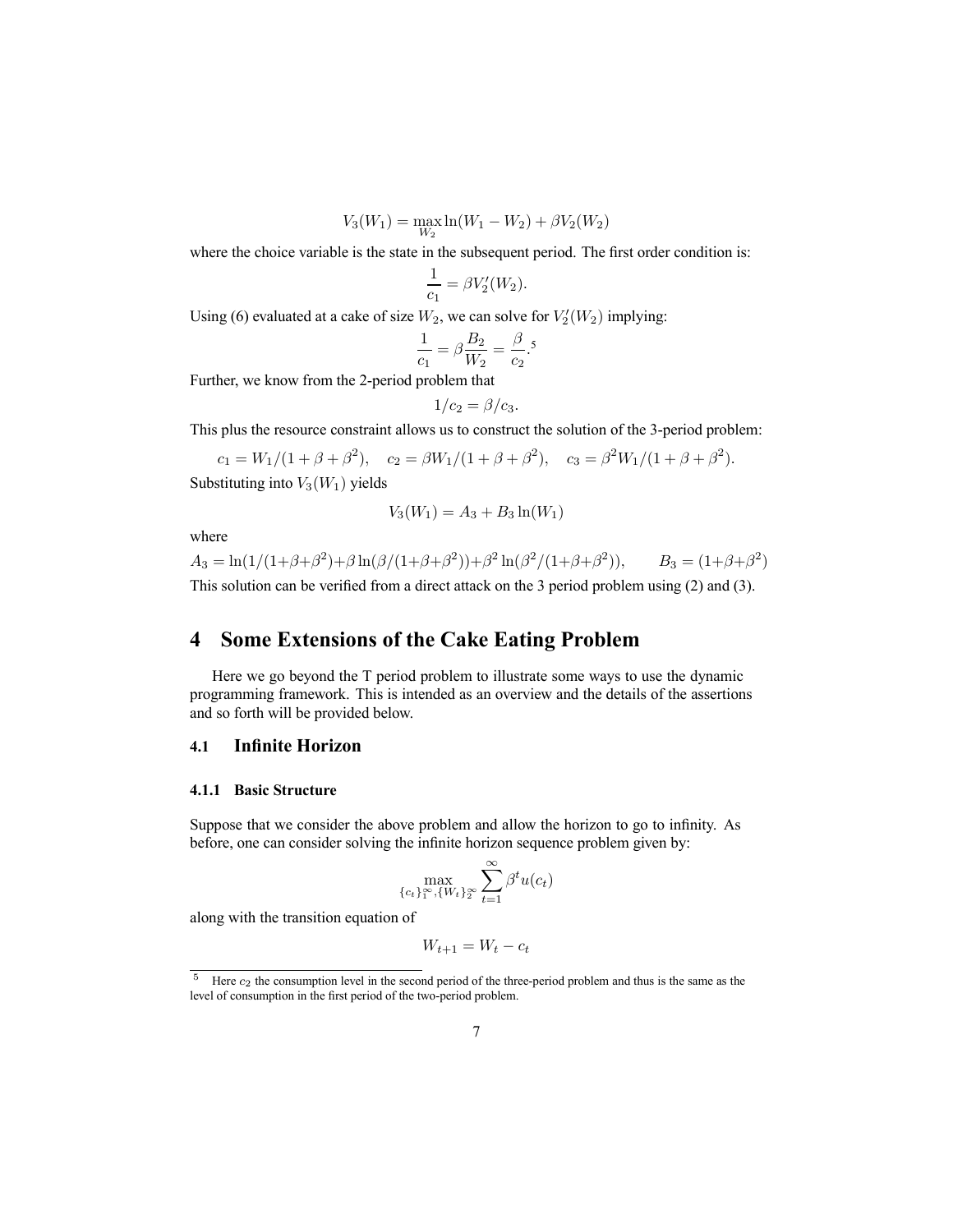$$V_3(W_1) = \max_{W_2} \ln(W_1 - W_2) + \beta V_2(W_2)$$

where the choice variable is the state in the subsequent period. The first order condition is:

$$\frac{1}{c_1} = \beta V_2'(W_2).$$

Using (6) evaluated at a cake of size $W_2$, we can solve for $V_2'(W_2)$ implying:

$$\frac{1}{c_1} = \beta \frac{B_2}{W_2} = \frac{\beta}{c_2}.$$ [5]

Further, we know from the 2-period problem that

$$1/c_2 = \beta/c_3.$$

This plus the resource constraint allows us to construct the solution of the 3-period problem:

$$c_1 = W_1/(1+\beta+\beta^2), \quad c_2 = \beta W_1/(1+\beta+\beta^2), \quad c_3 = \beta^2 W_1/(1+\beta+\beta^2).$$

Substituting into $V_3(W_1)$ yields

$$V_3(W_1) = A_3 + B_3 \ln(W_1)$$

where

$$A_3 = \ln(1/(1+\beta+\beta^2) + \beta \ln(\beta/(1+\beta+\beta^2)) + \beta^2 \ln(\beta^2/(1+\beta+\beta^2)), \qquad B_3 = (1+\beta+\beta^2)$$

This solution can be verified from a direct attack on the 3 period problem using (2) and (3).

# 4 Some Extensions of the Cake Eating Problem

Here we go beyond the T period problem to illustrate some ways to use the dynamic programming framework. This is intended as an overview and the details of the assertions and so forth will be provided below.

## 4.1 Infinite Horizon

### 4.1.1 Basic Structure

Suppose that we consider the above problem and allow the horizon to go to infinity. As before, one can consider solving the infinite horizon sequence problem given by:

$$\max_{\{c_t\}_1^\infty, \{W_t\}_2^\infty} \sum_{t=1}^{\infty} \beta^t u(c_t)$$

along with the transition equation of

$$W_{t+1} = W_t - c_t$$

[5] Here $c_2$ the consumption level in the second period of the three-period problem and thus is the same as the level of consumption in the first period of the two-period problem.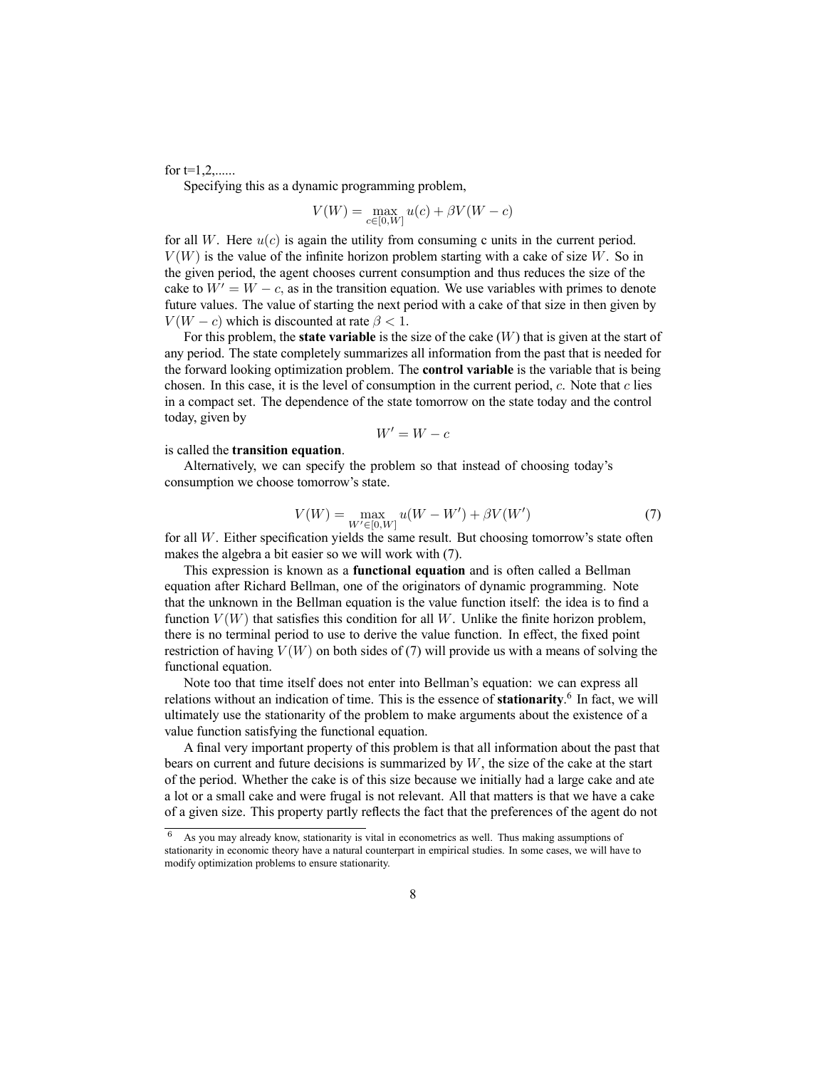for t=1,2,......

Specifying this as a dynamic programming problem,

$$V(W) = \max_{c \in [0,W]} u(c) + \beta V(W - c)$$

for all $W$. Here $u(c)$ is again the utility from consuming c units in the current period. $V(W)$ is the value of the infinite horizon problem starting with a cake of size $W$. So in the given period, the agent chooses current consumption and thus reduces the size of the cake to $W' = W - c$, as in the transition equation. We use variables with primes to denote future values. The value of starting the next period with a cake of that size in then given by $V(W - c)$ which is discounted at rate $\beta < 1$.

For this problem, the **state variable** is the size of the cake ($W$) that is given at the start of any period. The state completely summarizes all information from the past that is needed for the forward looking optimization problem. The **control variable** is the variable that is being chosen. In this case, it is the level of consumption in the current period, $c$. Note that $c$ lies in a compact set. The dependence of the state tomorrow on the state today and the control today, given by

$$W' = W - c$$

is called the **transition equation**.

Alternatively, we can specify the problem so that instead of choosing today's consumption we choose tomorrow's state.

$$V(W) = \max_{W' \in [0,W]} u(W - W') + \beta V(W') \tag{7}$$

for all $W$. Either specification yields the same result. But choosing tomorrow's state often makes the algebra a bit easier so we will work with (7).

This expression is known as a **functional equation** and is often called a Bellman equation after Richard Bellman, one of the originators of dynamic programming. Note that the unknown in the Bellman equation is the value function itself: the idea is to find a function $V(W)$ that satisfies this condition for all $W$. Unlike the finite horizon problem, there is no terminal period to use to derive the value function. In effect, the fixed point restriction of having $V(W)$ on both sides of (7) will provide us with a means of solving the functional equation.

Note too that time itself does not enter into Bellman's equation: we can express all relations without an indication of time. This is the essence of **stationarity**.[6] In fact, we will ultimately use the stationarity of the problem to make arguments about the existence of a value function satisfying the functional equation.

A final very important property of this problem is that all information about the past that bears on current and future decisions is summarized by $W$, the size of the cake at the start of the period. Whether the cake is of this size because we initially had a large cake and ate a lot or a small cake and were frugal is not relevant. All that matters is that we have a cake of a given size. This property partly reflects the fact that the preferences of the agent do not

[6] As you may already know, stationarity is vital in econometrics as well. Thus making assumptions of stationarity in economic theory have a natural counterpart in empirical studies. In some cases, we will have to modify optimization problems to ensure stationarity.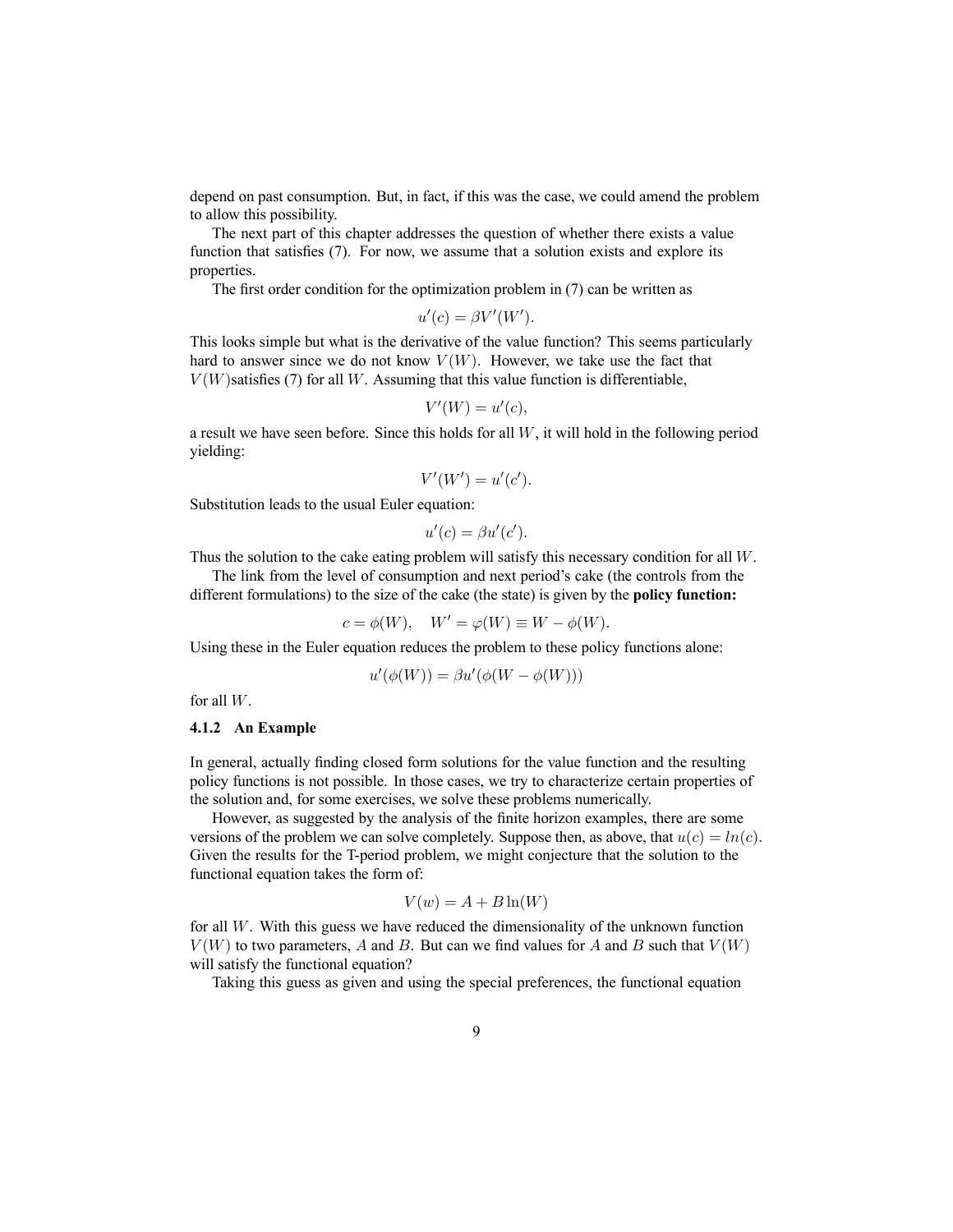depend on past consumption. But, in fact, if this was the case, we could amend the problem to allow this possibility.

The next part of this chapter addresses the question of whether there exists a value function that satisfies (7). For now, we assume that a solution exists and explore its properties.

The first order condition for the optimization problem in (7) can be written as

$$u'(c) = \beta V'(W').$$

This looks simple but what is the derivative of the value function? This seems particularly hard to answer since we do not know $V(W)$. However, we take use the fact that $V(W)$satisfies (7) for all $W$. Assuming that this value function is differentiable,

$$V'(W) = u'(c),$$

a result we have seen before. Since this holds for all $W$, it will hold in the following period yielding:

$$V'(W') = u'(c').$$

Substitution leads to the usual Euler equation:

$$u'(c) = \beta u'(c').$$

Thus the solution to the cake eating problem will satisfy this necessary condition for all $W$.

The link from the level of consumption and next period's cake (the controls from the different formulations) to the size of the cake (the state) is given by the **policy function:**

$$c = \phi(W), \quad W' = \varphi(W) \equiv W - \phi(W).$$

Using these in the Euler equation reduces the problem to these policy functions alone:

$$u'(\phi(W)) = \beta u'(\phi(W - \phi(W)))$$

for all $W$.

### 4.1.2 An Example

In general, actually finding closed form solutions for the value function and the resulting policy functions is not possible. In those cases, we try to characterize certain properties of the solution and, for some exercises, we solve these problems numerically.

However, as suggested by the analysis of the finite horizon examples, there are some versions of the problem we can solve completely. Suppose then, as above, that $u(c) = ln(c)$. Given the results for the T-period problem, we might conjecture that the solution to the functional equation takes the form of:

$$V(w) = A + B\ln(W)$$

for all $W$. With this guess we have reduced the dimensionality of the unknown function $V(W)$ to two parameters, $A$ and $B$. But can we find values for $A$ and $B$ such that $V(W)$ will satisfy the functional equation?

Taking this guess as given and using the special preferences, the functional equation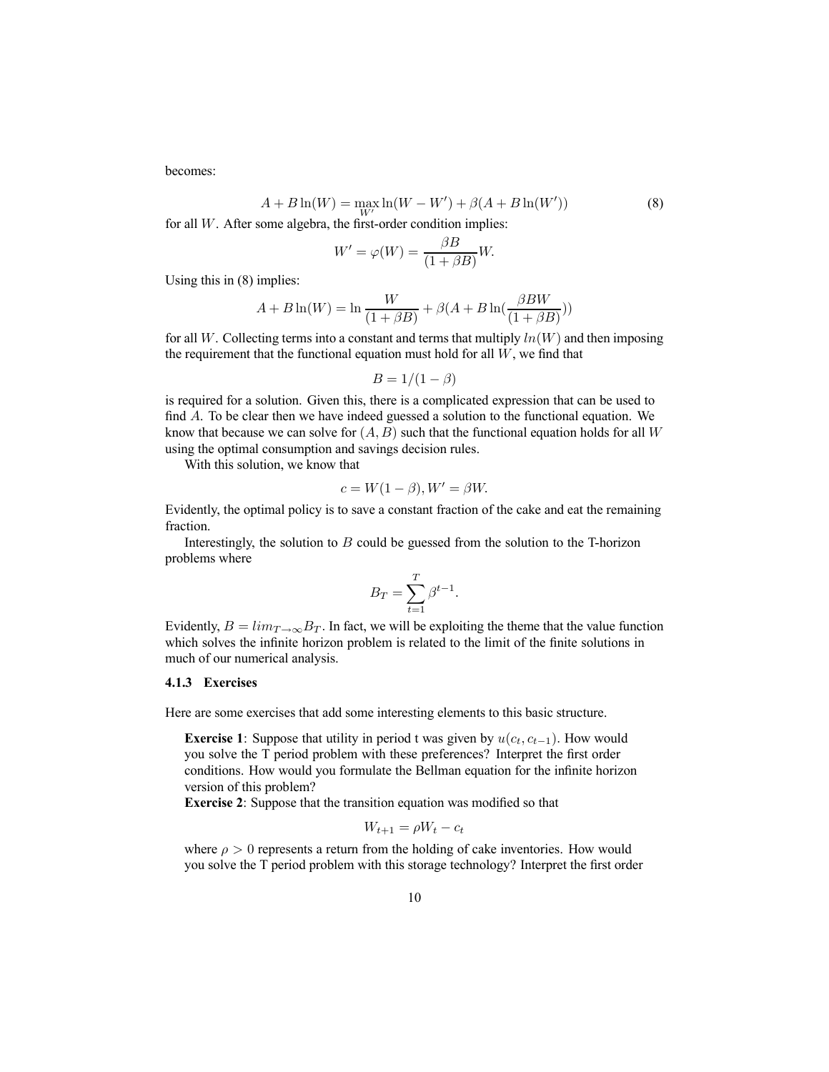becomes:

$$A + B\ln(W) = \max_{W'} \ln(W - W') + \beta(A + B\ln(W')) \tag{8}$$

for all $W$. After some algebra, the first-order condition implies:

$$W' = \varphi(W) = \frac{\beta B}{(1+\beta B)} W.$$

Using this in (8) implies:

$$A + B\ln(W) = \ln\frac{W}{(1+\beta B)} + \beta(A + B\ln(\frac{\beta B W}{(1+\beta B)}))$$

for all $W$. Collecting terms into a constant and terms that multiply $ln(W)$ and then imposing the requirement that the functional equation must hold for all $W$, we find that

$$B = 1/(1-\beta)$$

is required for a solution. Given this, there is a complicated expression that can be used to find $A$. To be clear then we have indeed guessed a solution to the functional equation. We know that because we can solve for $(A, B)$ such that the functional equation holds for all $W$ using the optimal consumption and savings decision rules.

With this solution, we know that

$$c = W(1-\beta), W' = \beta W.$$

Evidently, the optimal policy is to save a constant fraction of the cake and eat the remaining fraction.

Interestingly, the solution to $B$ could be guessed from the solution to the T-horizon problems where

$$B_T = \sum_{t=1}^{T} \beta^{t-1}.$$

Evidently, $B = lim_{T\to\infty} B_T$. In fact, we will be exploiting the theme that the value function which solves the infinite horizon problem is related to the limit of the finite solutions in much of our numerical analysis.

### 4.1.3 Exercises

Here are some exercises that add some interesting elements to this basic structure.

**Exercise 1**: Suppose that utility in period t was given by $u(c_t, c_{t-1})$. How would you solve the T period problem with these preferences? Interpret the first order conditions. How would you formulate the Bellman equation for the infinite horizon version of this problem?

**Exercise 2**: Suppose that the transition equation was modified so that

$$W_{t+1} = \rho W_t - c_t$$

where $\rho > 0$ represents a return from the holding of cake inventories. How would you solve the T period problem with this storage technology? Interpret the first order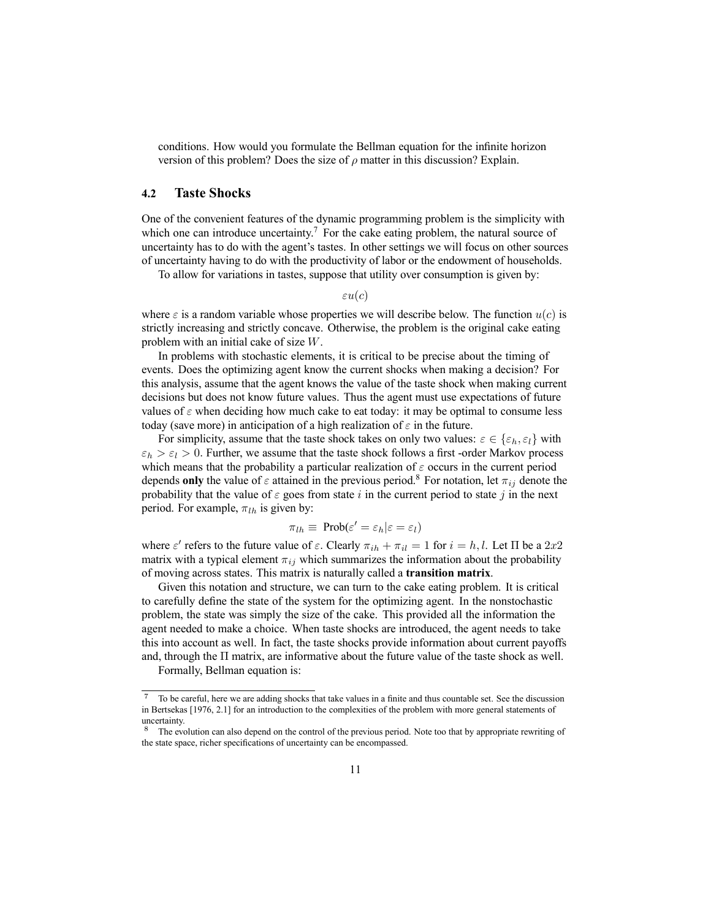conditions. How would you formulate the Bellman equation for the infinite horizon version of this problem? Does the size of $\rho$ matter in this discussion? Explain.

### 4.2 Taste Shocks

One of the convenient features of the dynamic programming problem is the simplicity with which one can introduce uncertainty.[7] For the cake eating problem, the natural source of uncertainty has to do with the agent's tastes. In other settings we will focus on other sources of uncertainty having to do with the productivity of labor or the endowment of households.

To allow for variations in tastes, suppose that utility over consumption is given by:

$$\varepsilon u(c)$$

where $\varepsilon$ is a random variable whose properties we will describe below. The function $u(c)$ is strictly increasing and strictly concave. Otherwise, the problem is the original cake eating problem with an initial cake of size $W$.

In problems with stochastic elements, it is critical to be precise about the timing of events. Does the optimizing agent know the current shocks when making a decision? For this analysis, assume that the agent knows the value of the taste shock when making current decisions but does not know future values. Thus the agent must use expectations of future values of $\varepsilon$ when deciding how much cake to eat today: it may be optimal to consume less today (save more) in anticipation of a high realization of $\varepsilon$ in the future.

For simplicity, assume that the taste shock takes on only two values: $\varepsilon \in \{\varepsilon_h, \varepsilon_l\}$ with $\varepsilon_h > \varepsilon_l > 0$. Further, we assume that the taste shock follows a first -order Markov process which means that the probability a particular realization of $\varepsilon$ occurs in the current period depends **only** the value of $\varepsilon$ attained in the previous period.[8] For notation, let $\pi_{ij}$ denote the probability that the value of $\varepsilon$ goes from state $i$ in the current period to state $j$ in the next period. For example, $\pi_{lh}$ is given by:

$$\pi_{lh} \equiv \text{Prob}(\varepsilon' = \varepsilon_h | \varepsilon = \varepsilon_l)$$

where $\varepsilon'$ refers to the future value of $\varepsilon$. Clearly $\pi_{ih} + \pi_{il} = 1$ for $i = h, l$. Let $\Pi$ be a $2x2$ matrix with a typical element $\pi_{ij}$ which summarizes the information about the probability of moving across states. This matrix is naturally called a **transition matrix**.

Given this notation and structure, we can turn to the cake eating problem. It is critical to carefully define the state of the system for the optimizing agent. In the nonstochastic problem, the state was simply the size of the cake. This provided all the information the agent needed to make a choice. When taste shocks are introduced, the agent needs to take this into account as well. In fact, the taste shocks provide information about current payoffs and, through the $\Pi$ matrix, are informative about the future value of the taste shock as well.

Formally, Bellman equation is:

---

[7] To be careful, here we are adding shocks that take values in a finite and thus countable set. See the discussion in Bertsekas [1976, 2.1] for an introduction to the complexities of the problem with more general statements of uncertainty.

[8] The evolution can also depend on the control of the previous period. Note too that by appropriate rewriting of the state space, richer specifications of uncertainty can be encompassed.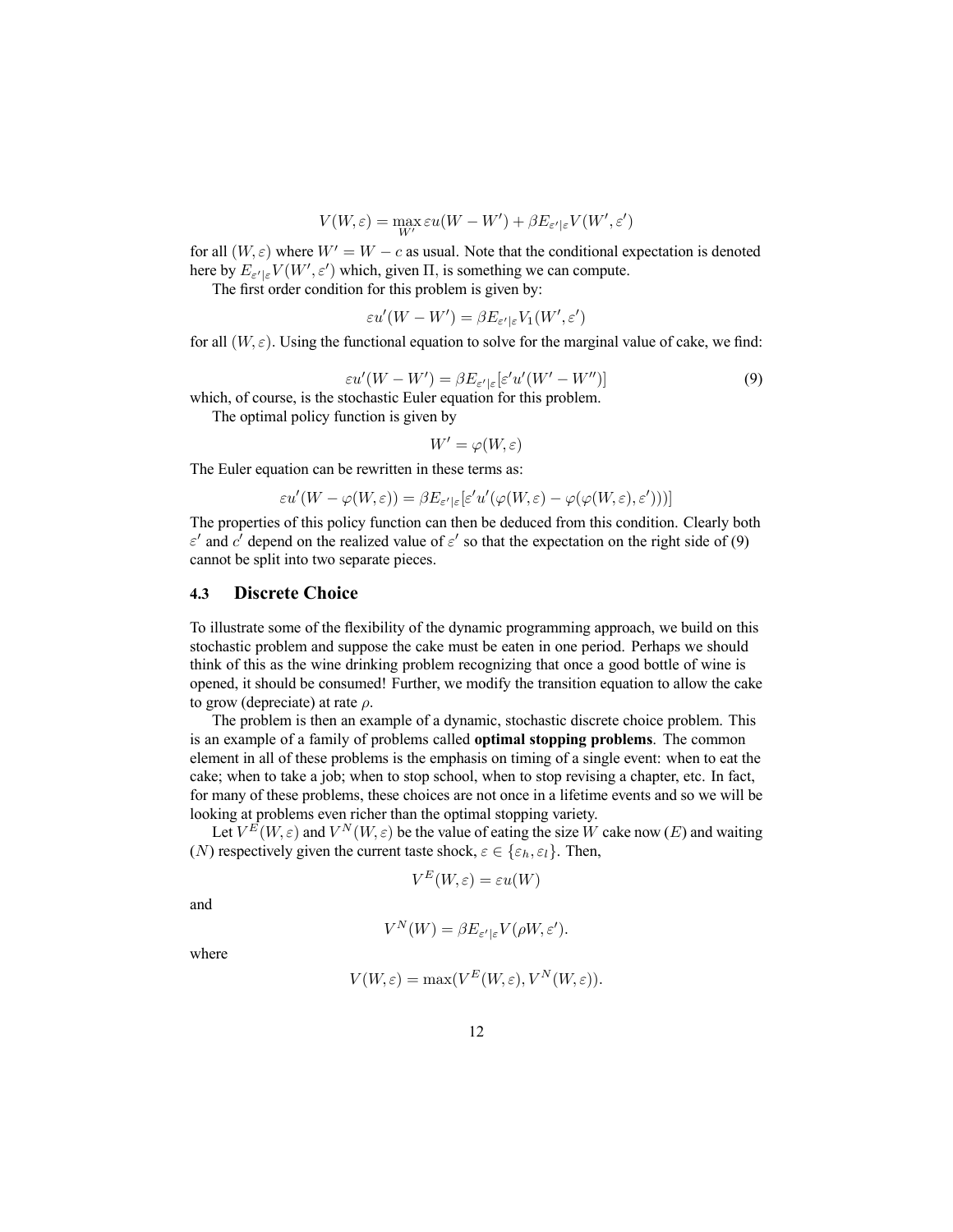$$V(W, \varepsilon) = \max_{W'} \varepsilon u(W - W') + \beta E_{\varepsilon'|\varepsilon} V(W', \varepsilon')$$

for all $(W, \varepsilon)$ where $W' = W - c$ as usual. Note that the conditional expectation is denoted here by $E_{\varepsilon'|\varepsilon} V(W', \varepsilon')$ which, given $\Pi$, is something we can compute.

The first order condition for this problem is given by:

$$\varepsilon u'(W - W') = \beta E_{\varepsilon'|\varepsilon} V_1(W', \varepsilon')$$

for all $(W, \varepsilon)$. Using the functional equation to solve for the marginal value of cake, we find:

$$\varepsilon u'(W - W') = \beta E_{\varepsilon'|\varepsilon} [\varepsilon' u'(W' - W'')] \tag{9}$$

which, of course, is the stochastic Euler equation for this problem.

The optimal policy function is given by

$$W' = \varphi(W, \varepsilon)$$

The Euler equation can be rewritten in these terms as:

$$\varepsilon u'(W - \varphi(W, \varepsilon)) = \beta E_{\varepsilon'|\varepsilon} [\varepsilon' u'(\varphi(W, \varepsilon) - \varphi(\varphi(W, \varepsilon), \varepsilon')))]$$

The properties of this policy function can then be deduced from this condition. Clearly both $\varepsilon'$ and $c'$ depend on the realized value of $\varepsilon'$ so that the expectation on the right side of (9) cannot be split into two separate pieces.

### 4.3 Discrete Choice

To illustrate some of the flexibility of the dynamic programming approach, we build on this stochastic problem and suppose the cake must be eaten in one period. Perhaps we should think of this as the wine drinking problem recognizing that once a good bottle of wine is opened, it should be consumed! Further, we modify the transition equation to allow the cake to grow (depreciate) at rate $\rho$.

The problem is then an example of a dynamic, stochastic discrete choice problem. This is an example of a family of problems called **optimal stopping problems**. The common element in all of these problems is the emphasis on timing of a single event: when to eat the cake; when to take a job; when to stop school, when to stop revising a chapter, etc. In fact, for many of these problems, these choices are not once in a lifetime events and so we will be looking at problems even richer than the optimal stopping variety.

Let $V^E(W, \varepsilon)$ and $V^N(W, \varepsilon)$ be the value of eating the size $W$ cake now ($E$) and waiting ($N$) respectively given the current taste shock, $\varepsilon \in \{\varepsilon_h, \varepsilon_l\}$. Then,

$$V^E(W, \varepsilon) = \varepsilon u(W)$$

and

$$V^N(W) = \beta E_{\varepsilon'|\varepsilon} V(\rho W, \varepsilon').$$

where

$$V(W, \varepsilon) = \max(V^E(W, \varepsilon), V^N(W, \varepsilon)).$$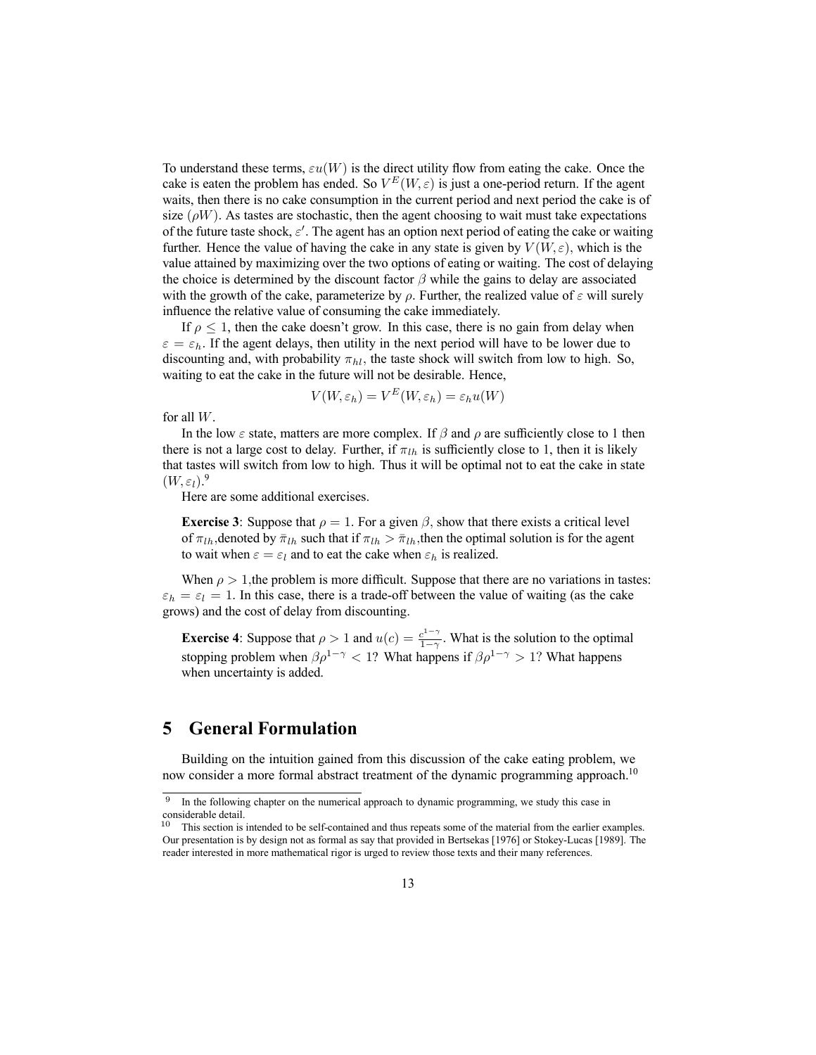To understand these terms, $\varepsilon u(W)$ is the direct utility flow from eating the cake. Once the cake is eaten the problem has ended. So $V^E(W, \varepsilon)$ is just a one-period return. If the agent waits, then there is no cake consumption in the current period and next period the cake is of size $(\rho W)$. As tastes are stochastic, then the agent choosing to wait must take expectations of the future taste shock, $\varepsilon'$. The agent has an option next period of eating the cake or waiting further. Hence the value of having the cake in any state is given by $V(W, \varepsilon)$, which is the value attained by maximizing over the two options of eating or waiting. The cost of delaying the choice is determined by the discount factor $\beta$ while the gains to delay are associated with the growth of the cake, parameterize by $\rho$. Further, the realized value of $\varepsilon$ will surely influence the relative value of consuming the cake immediately.

If $\rho \leq 1$, then the cake doesn't grow. In this case, there is no gain from delay when $\varepsilon = \varepsilon_h$. If the agent delays, then utility in the next period will have to be lower due to discounting and, with probability $\pi_{hl}$, the taste shock will switch from low to high. So, waiting to eat the cake in the future will not be desirable. Hence,

$$V(W, \varepsilon_h) = V^E(W, \varepsilon_h) = \varepsilon_h u(W)$$

for all $W$.

In the low $\varepsilon$ state, matters are more complex. If $\beta$ and $\rho$ are sufficiently close to 1 then there is not a large cost to delay. Further, if $\pi_{lh}$ is sufficiently close to 1, then it is likely that tastes will switch from low to high. Thus it will be optimal not to eat the cake in state $(W, \varepsilon_l)$.[9]

Here are some additional exercises.

> **Exercise 3**: Suppose that $\rho = 1$. For a given $\beta$, show that there exists a critical level of $\pi_{lh}$,denoted by $\bar{\pi}_{lh}$ such that if $\pi_{lh} > \bar{\pi}_{lh}$,then the optimal solution is for the agent to wait when $\varepsilon = \varepsilon_l$ and to eat the cake when $\varepsilon_h$ is realized.

When $\rho > 1$,the problem is more difficult. Suppose that there are no variations in tastes: $\varepsilon_h = \varepsilon_l = 1$. In this case, there is a trade-off between the value of waiting (as the cake grows) and the cost of delay from discounting.

> **Exercise 4**: Suppose that $\rho > 1$ and $u(c) = \frac{c^{1-\gamma}}{1-\gamma}$. What is the solution to the optimal stopping problem when $\beta\rho^{1-\gamma} < 1$? What happens if $\beta\rho^{1-\gamma} > 1$? What happens when uncertainty is added.

## 5 General Formulation

Building on the intuition gained from this discussion of the cake eating problem, we now consider a more formal abstract treatment of the dynamic programming approach.[10]

[9] In the following chapter on the numerical approach to dynamic programming, we study this case in considerable detail.

[10] This section is intended to be self-contained and thus repeats some of the material from the earlier examples. Our presentation is by design not as formal as say that provided in Bertsekas [1976] or Stokey-Lucas [1989]. The reader interested in more mathematical rigor is urged to review those texts and their many references.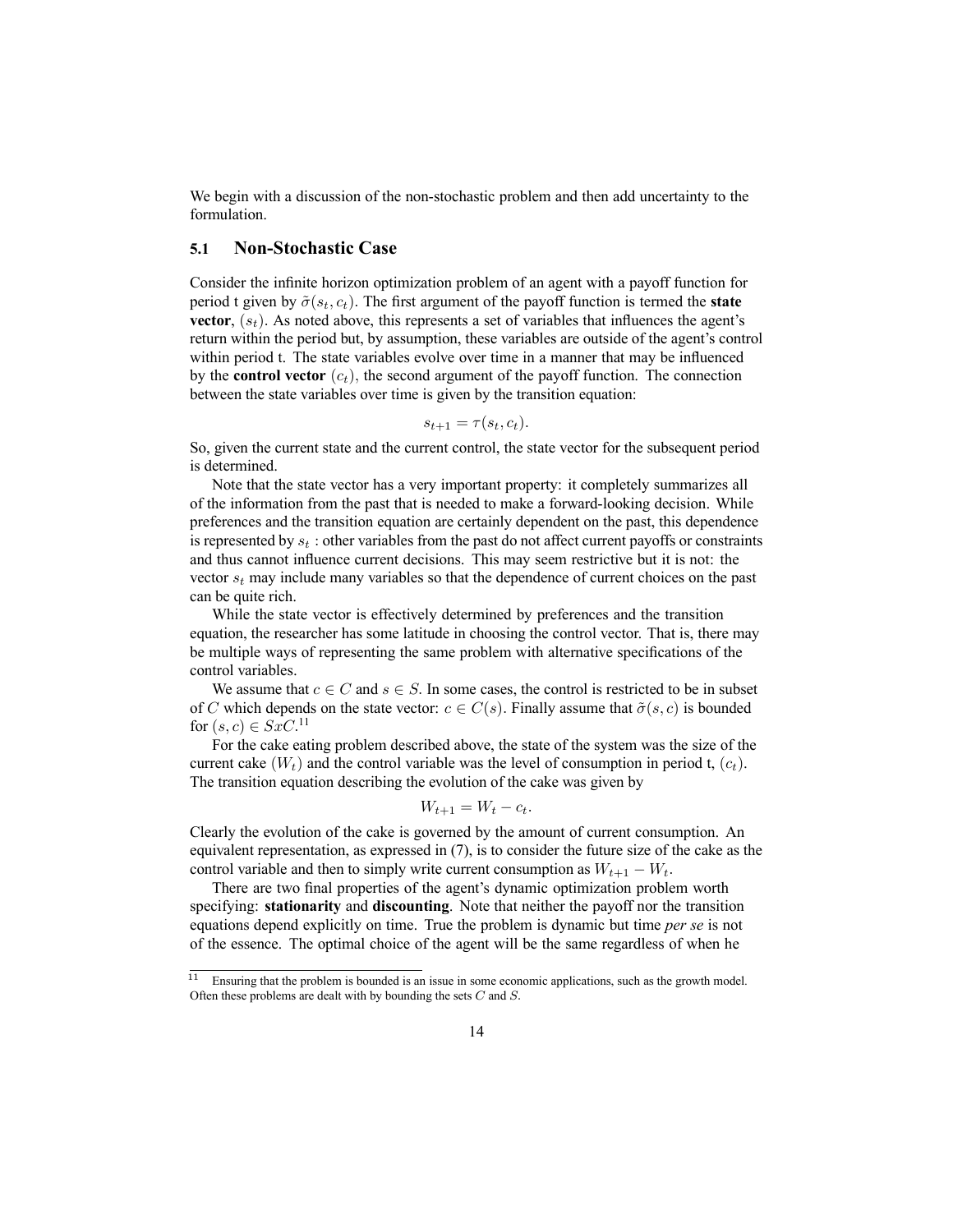We begin with a discussion of the non-stochastic problem and then add uncertainty to the formulation.

### 5.1 Non-Stochastic Case

Consider the infinite horizon optimization problem of an agent with a payoff function for period t given by $\tilde{\sigma}(s_t, c_t)$. The first argument of the payoff function is termed the **state vector**, $(s_t)$. As noted above, this represents a set of variables that influences the agent's return within the period but, by assumption, these variables are outside of the agent's control within period t. The state variables evolve over time in a manner that may be influenced by the **control vector** $(c_t)$, the second argument of the payoff function. The connection between the state variables over time is given by the transition equation:

$$s_{t+1} = \tau(s_t, c_t).$$

So, given the current state and the current control, the state vector for the subsequent period is determined.

Note that the state vector has a very important property: it completely summarizes all of the information from the past that is needed to make a forward-looking decision. While preferences and the transition equation are certainly dependent on the past, this dependence is represented by $s_t$ : other variables from the past do not affect current payoffs or constraints and thus cannot influence current decisions. This may seem restrictive but it is not: the vector $s_t$ may include many variables so that the dependence of current choices on the past can be quite rich.

While the state vector is effectively determined by preferences and the transition equation, the researcher has some latitude in choosing the control vector. That is, there may be multiple ways of representing the same problem with alternative specifications of the control variables.

We assume that $c \in C$ and $s \in S$. In some cases, the control is restricted to be in subset of $C$ which depends on the state vector: $c \in C(s)$. Finally assume that $\tilde{\sigma}(s, c)$ is bounded for $(s, c) \in SxC$.[11]

For the cake eating problem described above, the state of the system was the size of the current cake $(W_t)$ and the control variable was the level of consumption in period t, $(c_t)$. The transition equation describing the evolution of the cake was given by

$$W_{t+1} = W_t - c_t.$$

Clearly the evolution of the cake is governed by the amount of current consumption. An equivalent representation, as expressed in (7), is to consider the future size of the cake as the control variable and then to simply write current consumption as $W_{t+1} - W_t$.

There are two final properties of the agent's dynamic optimization problem worth specifying: **stationarity** and **discounting**. Note that neither the payoff nor the transition equations depend explicitly on time. True the problem is dynamic but time *per se* is not of the essence. The optimal choice of the agent will be the same regardless of when he

[11] Ensuring that the problem is bounded is an issue in some economic applications, such as the growth model. Often these problems are dealt with by bounding the sets $C$ and $S$.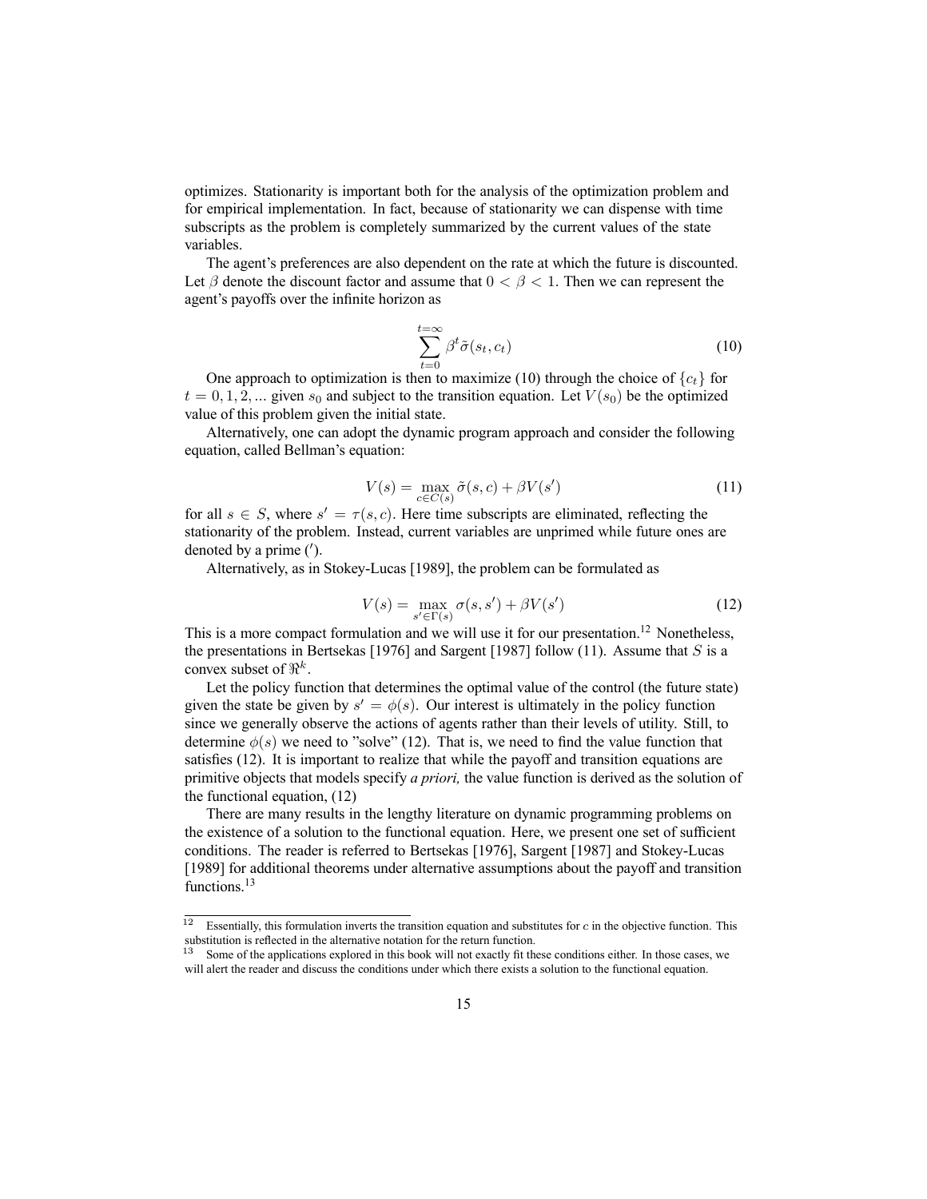optimizes. Stationarity is important both for the analysis of the optimization problem and for empirical implementation. In fact, because of stationarity we can dispense with time subscripts as the problem is completely summarized by the current values of the state variables.

The agent's preferences are also dependent on the rate at which the future is discounted. Let $\beta$ denote the discount factor and assume that $0 < \beta < 1$. Then we can represent the agent's payoffs over the infinite horizon as

$$\sum_{t=0}^{t=\infty} \beta^t \tilde{\sigma}(s_t, c_t) \tag{10}$$

One approach to optimization is then to maximize (10) through the choice of $\{c_t\}$ for $t = 0, 1, 2, ...$ given $s_0$ and subject to the transition equation. Let $V(s_0)$ be the optimized value of this problem given the initial state.

Alternatively, one can adopt the dynamic program approach and consider the following equation, called Bellman's equation:

$$V(s) = \max_{c \in C(s)} \tilde{\sigma}(s, c) + \beta V(s') \tag{11}$$

for all $s \in S$, where $s' = \tau(s, c)$. Here time subscripts are eliminated, reflecting the stationarity of the problem. Instead, current variables are unprimed while future ones are denoted by a prime ($'$).

Alternatively, as in Stokey-Lucas [1989], the problem can be formulated as

$$V(s) = \max_{s' \in \Gamma(s)} \sigma(s, s') + \beta V(s') \tag{12}$$

This is a more compact formulation and we will use it for our presentation.[12] Nonetheless, the presentations in Bertsekas [1976] and Sargent [1987] follow (11). Assume that $S$ is a convex subset of $\Re^k$.

Let the policy function that determines the optimal value of the control (the future state) given the state be given by $s' = \phi(s)$. Our interest is ultimately in the policy function since we generally observe the actions of agents rather than their levels of utility. Still, to determine $\phi(s)$ we need to "solve" (12). That is, we need to find the value function that satisfies (12). It is important to realize that while the payoff and transition equations are primitive objects that models specify *a priori,* the value function is derived as the solution of the functional equation, (12)

There are many results in the lengthy literature on dynamic programming problems on the existence of a solution to the functional equation. Here, we present one set of sufficient conditions. The reader is referred to Bertsekas [1976], Sargent [1987] and Stokey-Lucas [1989] for additional theorems under alternative assumptions about the payoff and transition functions.[13]

---

[12] Essentially, this formulation inverts the transition equation and substitutes for $c$ in the objective function. This substitution is reflected in the alternative notation for the return function.

[13] Some of the applications explored in this book will not exactly fit these conditions either. In those cases, we will alert the reader and discuss the conditions under which there exists a solution to the functional equation.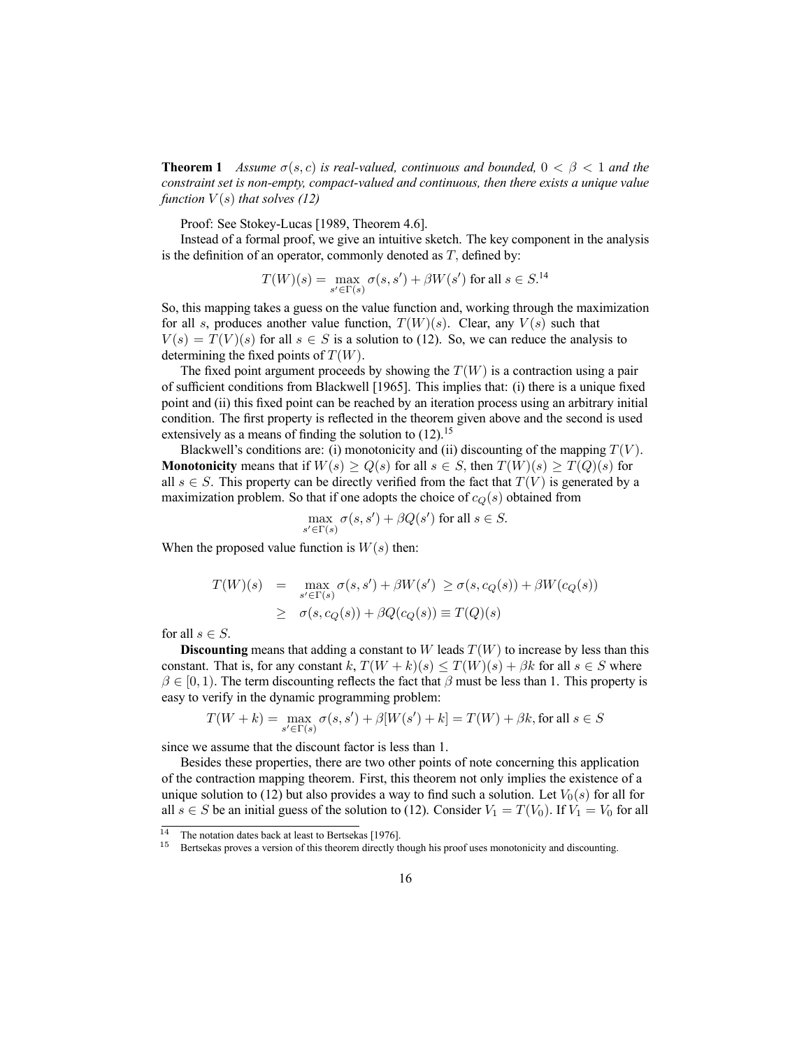**Theorem 1** *Assume $\sigma(s,c)$ is real-valued, continuous and bounded, $0 < \beta < 1$ and the constraint set is non-empty, compact-valued and continuous, then there exists a unique value function $V(s)$ that solves (12)*

Proof: See Stokey-Lucas [1989, Theorem 4.6].

Instead of a formal proof, we give an intuitive sketch. The key component in the analysis is the definition of an operator, commonly denoted as $T$, defined by:

$$T(W)(s) = \max_{s' \in \Gamma(s)} \sigma(s, s') + \beta W(s') \text{ for all } s \in S.$$[14]

So, this mapping takes a guess on the value function and, working through the maximization for all $s$, produces another value function, $T(W)(s)$. Clear, any $V(s)$ such that $V(s) = T(V)(s)$ for all $s \in S$ is a solution to (12). So, we can reduce the analysis to determining the fixed points of $T(W)$.

The fixed point argument proceeds by showing the $T(W)$ is a contraction using a pair of sufficient conditions from Blackwell [1965]. This implies that: (i) there is a unique fixed point and (ii) this fixed point can be reached by an iteration process using an arbitrary initial condition. The first property is reflected in the theorem given above and the second is used extensively as a means of finding the solution to (12).[15]

Blackwell's conditions are: (i) monotonicity and (ii) discounting of the mapping $T(V)$. **Monotonicity** means that if $W(s) \geq Q(s)$ for all $s \in S$, then $T(W)(s) \geq T(Q)(s)$ for all $s \in S$. This property can be directly verified from the fact that $T(V)$ is generated by a maximization problem. So that if one adopts the choice of $c_Q(s)$ obtained from

$$\max_{s' \in \Gamma(s)} \sigma(s, s') + \beta Q(s') \text{ for all } s \in S.$$

When the proposed value function is $W(s)$ then:

$$\begin{aligned} T(W)(s) &= \max_{s' \in \Gamma(s)} \sigma(s, s') + \beta W(s') \geq \sigma(s, c_Q(s)) + \beta W(c_Q(s)) \\ &\geq \sigma(s, c_Q(s)) + \beta Q(c_Q(s)) \equiv T(Q)(s) \end{aligned}$$

for all $s \in S$.

**Discounting** means that adding a constant to $W$ leads $T(W)$ to increase by less than this constant. That is, for any constant $k$, $T(W + k)(s) \leq T(W)(s) + \beta k$ for all $s \in S$ where $\beta \in [0, 1)$. The term discounting reflects the fact that $\beta$ must be less than 1. This property is easy to verify in the dynamic programming problem:

$$T(W + k) = \max_{s' \in \Gamma(s)} \sigma(s, s') + \beta[W(s') + k] = T(W) + \beta k, \text{for all } s \in S$$

since we assume that the discount factor is less than 1.

Besides these properties, there are two other points of note concerning this application of the contraction mapping theorem. First, this theorem not only implies the existence of a unique solution to (12) but also provides a way to find such a solution. Let $V_0(s)$ for all for all $s \in S$ be an initial guess of the solution to (12). Consider $V_1 = T(V_0)$. If $V_1 = V_0$ for all

---

[14] The notation dates back at least to Bertsekas [1976].

[15] Bertsekas proves a version of this theorem directly though his proof uses monotonicity and discounting.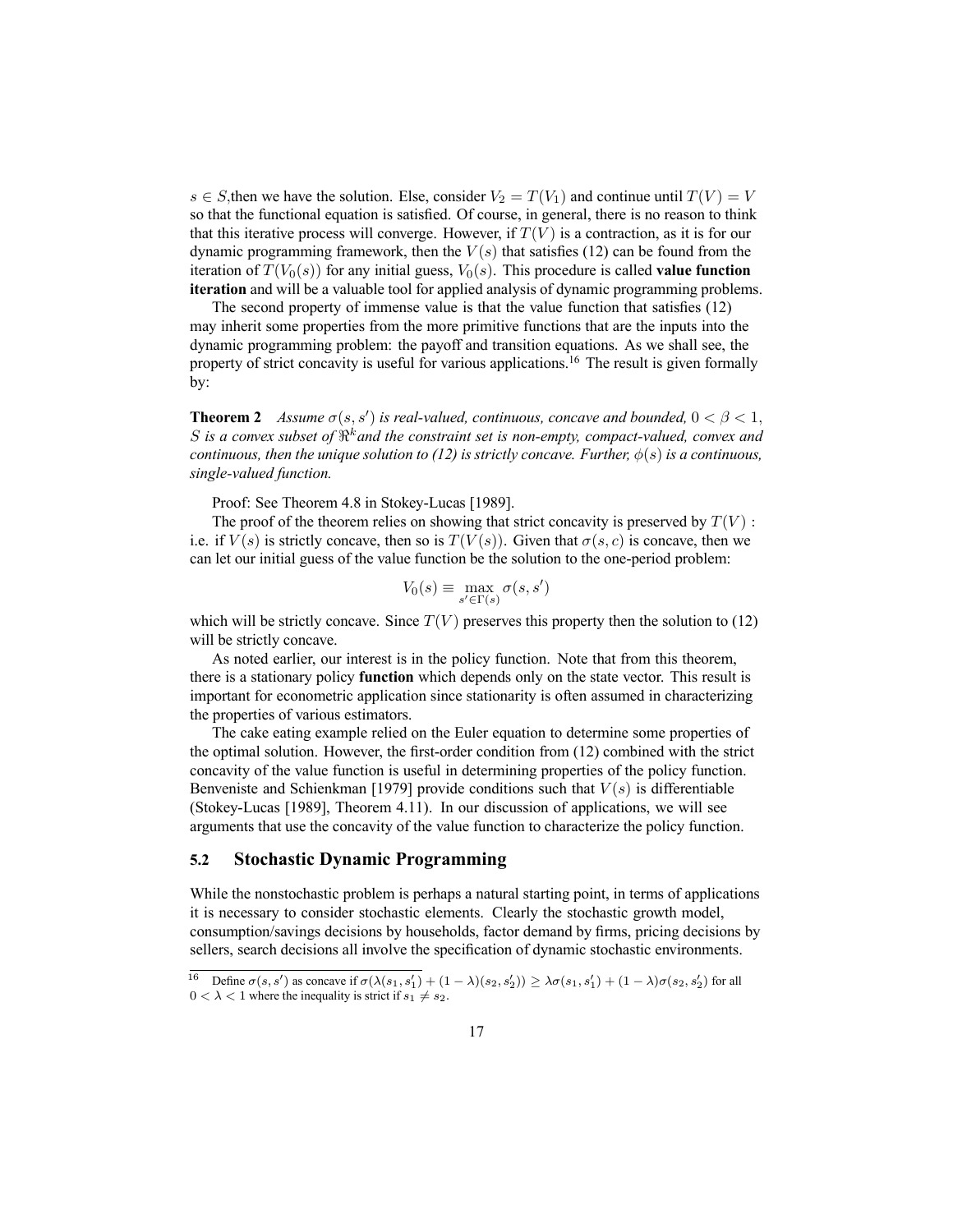$s \in S$,then we have the solution. Else, consider $V_2 = T(V_1)$ and continue until $T(V) = V$ so that the functional equation is satisfied. Of course, in general, there is no reason to think that this iterative process will converge. However, if $T(V)$ is a contraction, as it is for our dynamic programming framework, then the $V(s)$ that satisfies (12) can be found from the iteration of $T(V_0(s))$ for any initial guess, $V_0(s)$. This procedure is called **value function iteration** and will be a valuable tool for applied analysis of dynamic programming problems.

The second property of immense value is that the value function that satisfies (12) may inherit some properties from the more primitive functions that are the inputs into the dynamic programming problem: the payoff and transition equations. As we shall see, the property of strict concavity is useful for various applications.[16] The result is given formally by:

**Theorem 2** *Assume $\sigma(s, s')$ is real-valued, continuous, concave and bounded, $0 < \beta < 1$, $S$ is a convex subset of $\Re^k$and the constraint set is non-empty, compact-valued, convex and continuous, then the unique solution to (12) is strictly concave. Further, $\phi(s)$ is a continuous, single-valued function.*

Proof: See Theorem 4.8 in Stokey-Lucas [1989].

The proof of the theorem relies on showing that strict concavity is preserved by $T(V)$ : i.e. if $V(s)$ is strictly concave, then so is $T(V(s))$. Given that $\sigma(s, c)$ is concave, then we can let our initial guess of the value function be the solution to the one-period problem:

$$V_0(s) \equiv \max_{s' \in \Gamma(s)} \sigma(s, s')$$

which will be strictly concave. Since $T(V)$ preserves this property then the solution to (12) will be strictly concave.

As noted earlier, our interest is in the policy function. Note that from this theorem, there is a stationary policy **function** which depends only on the state vector. This result is important for econometric application since stationarity is often assumed in characterizing the properties of various estimators.

The cake eating example relied on the Euler equation to determine some properties of the optimal solution. However, the first-order condition from (12) combined with the strict concavity of the value function is useful in determining properties of the policy function. Benveniste and Schienkman [1979] provide conditions such that $V(s)$ is differentiable (Stokey-Lucas [1989], Theorem 4.11). In our discussion of applications, we will see arguments that use the concavity of the value function to characterize the policy function.

## 5.2 Stochastic Dynamic Programming

While the nonstochastic problem is perhaps a natural starting point, in terms of applications it is necessary to consider stochastic elements. Clearly the stochastic growth model, consumption/savings decisions by households, factor demand by firms, pricing decisions by sellers, search decisions all involve the specification of dynamic stochastic environments.

[16] Define $\sigma(s, s')$ as concave if $\sigma(\lambda(s_1, s'_1) + (1-\lambda)(s_2, s'_2)) \geq \lambda\sigma(s_1, s'_1) + (1-\lambda)\sigma(s_2, s'_2)$ for all $0 < \lambda < 1$ where the inequality is strict if $s_1 \neq s_2$.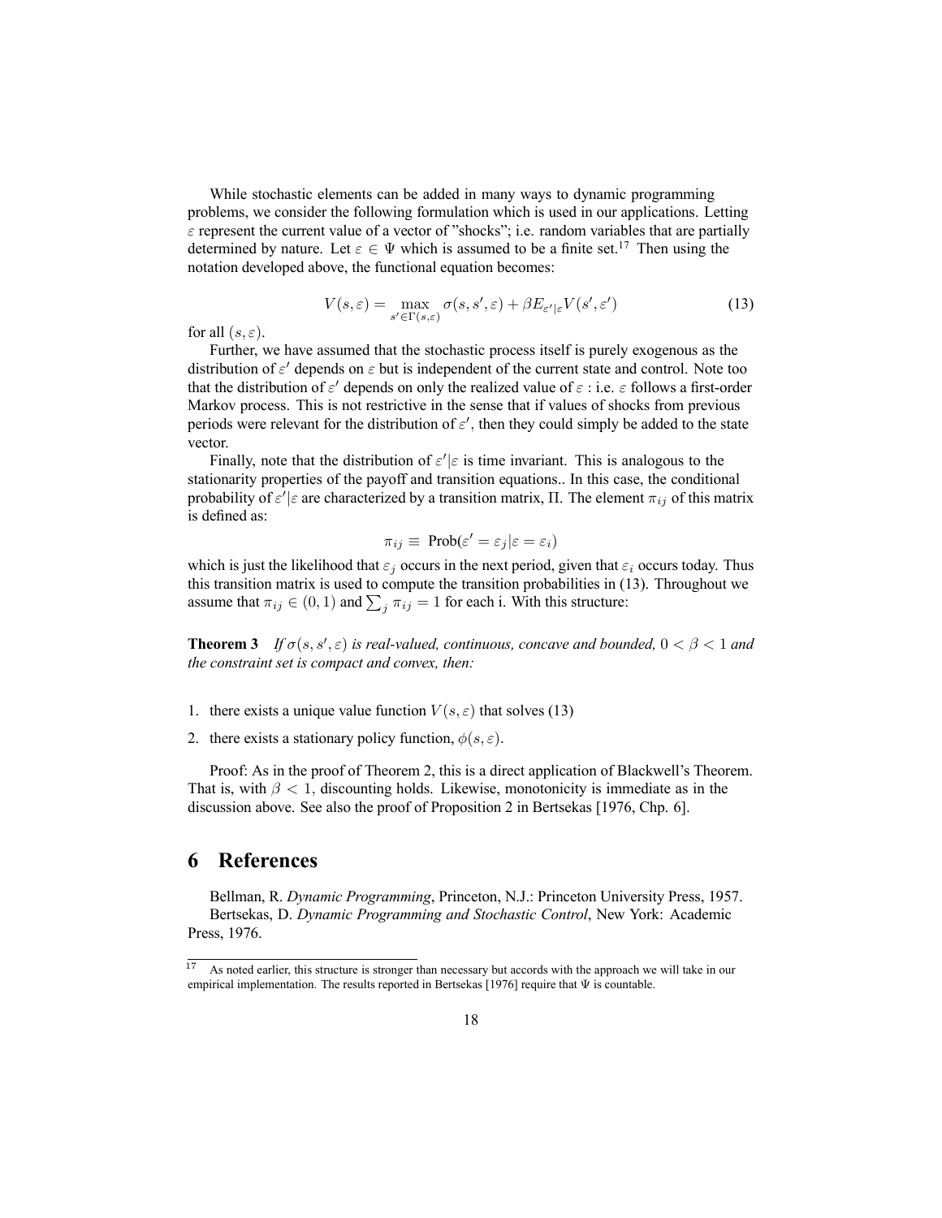While stochastic elements can be added in many ways to dynamic programming problems, we consider the following formulation which is used in our applications. Letting $\varepsilon$ represent the current value of a vector of "shocks"; i.e. random variables that are partially determined by nature. Let $\varepsilon \in \Psi$ which is assumed to be a finite set.[17] Then using the notation developed above, the functional equation becomes:

$$V(s, \varepsilon) = \max_{s' \in \Gamma(s,\varepsilon)} \sigma(s, s', \varepsilon) + \beta E_{\varepsilon'|\varepsilon} V(s', \varepsilon') \tag{13}$$

for all $(s, \varepsilon)$.

Further, we have assumed that the stochastic process itself is purely exogenous as the distribution of $\varepsilon'$ depends on $\varepsilon$ but is independent of the current state and control. Note too that the distribution of $\varepsilon'$ depends on only the realized value of $\varepsilon$ : i.e. $\varepsilon$ follows a first-order Markov process. This is not restrictive in the sense that if values of shocks from previous periods were relevant for the distribution of $\varepsilon'$, then they could simply be added to the state vector.

Finally, note that the distribution of $\varepsilon'|\varepsilon$ is time invariant. This is analogous to the stationarity properties of the payoff and transition equations.. In this case, the conditional probability of $\varepsilon'|\varepsilon$ are characterized by a transition matrix, $\Pi$. The element $\pi_{ij}$ of this matrix is defined as:

$$\pi_{ij} \equiv \text{Prob}(\varepsilon' = \varepsilon_j | \varepsilon = \varepsilon_i)$$

which is just the likelihood that $\varepsilon_j$ occurs in the next period, given that $\varepsilon_i$ occurs today. Thus this transition matrix is used to compute the transition probabilities in (13). Throughout we assume that $\pi_{ij} \in (0, 1)$ and $\sum_j \pi_{ij} = 1$ for each i. With this structure:

**Theorem 3** *If $\sigma(s, s', \varepsilon)$ is real-valued, continuous, concave and bounded, $0 < \beta < 1$ and the constraint set is compact and convex, then:*

1. there exists a unique value function $V(s, \varepsilon)$ that solves (13)
2. there exists a stationary policy function, $\phi(s, \varepsilon)$.

Proof: As in the proof of Theorem 2, this is a direct application of Blackwell's Theorem. That is, with $\beta < 1$, discounting holds. Likewise, monotonicity is immediate as in the discussion above. See also the proof of Proposition 2 in Bertsekas [1976, Chp. 6].

# 6 References

Bellman, R. *Dynamic Programming*, Princeton, N.J.: Princeton University Press, 1957.

Bertsekas, D. *Dynamic Programming and Stochastic Control*, New York: Academic Press, 1976.

---

[17] As noted earlier, this structure is stronger than necessary but accords with the approach we will take in our empirical implementation. The results reported in Bertsekas [1976] require that $\Psi$ is countable.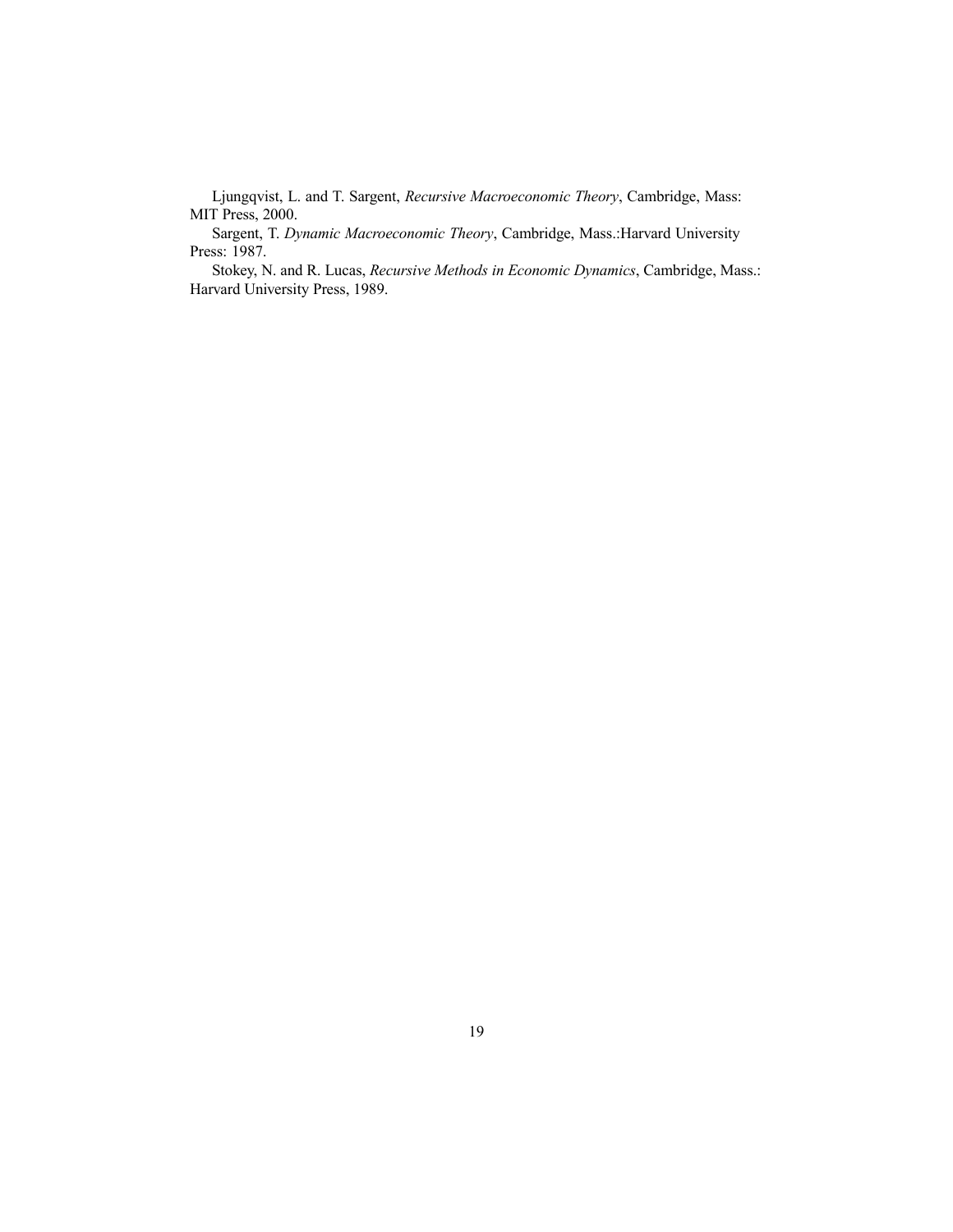Ljungqvist, L. and T. Sargent, *Recursive Macroeconomic Theory*, Cambridge, Mass: MIT Press, 2000.

Sargent, T. *Dynamic Macroeconomic Theory*, Cambridge, Mass.:Harvard University Press: 1987.

Stokey, N. and R. Lucas, *Recursive Methods in Economic Dynamics*, Cambridge, Mass.: Harvard University Press, 1989.